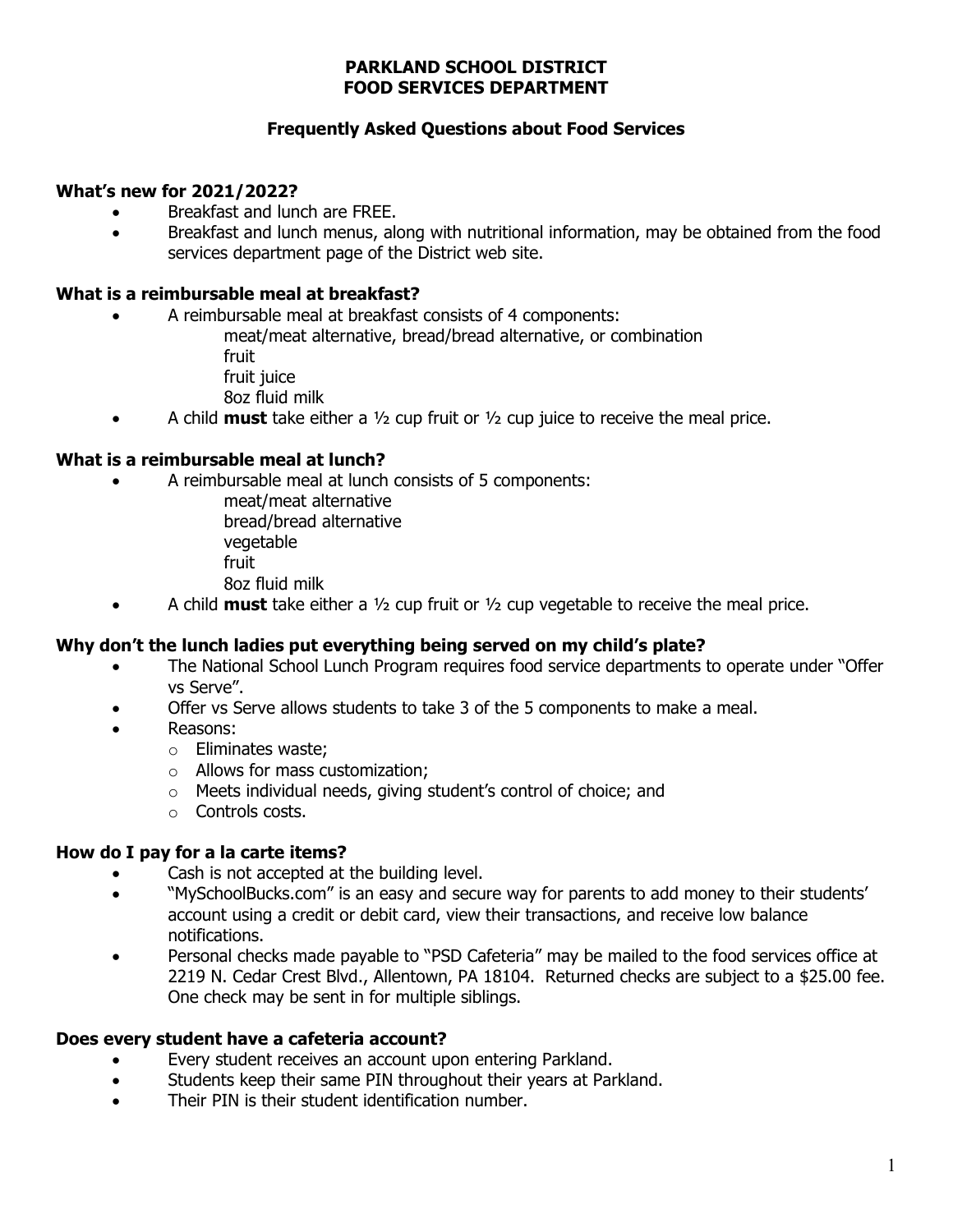# PARKLAND SCHOOL DISTRICT
# FOOD SERVICES DEPARTMENT

## Frequently Asked Questions about Food Services

### What's new for 2021/2022?

- Breakfast and lunch are FREE.
- Breakfast and lunch menus, along with nutritional information, may be obtained from the food services department page of the District web site.

### What is a reimbursable meal at breakfast?

- A reimbursable meal at breakfast consists of 4 components:
  - meat/meat alternative, bread/bread alternative, or combination
  - fruit
  - fruit juice
  - 8oz fluid milk
- A child **must** take either a ½ cup fruit or ½ cup juice to receive the meal price.

### What is a reimbursable meal at lunch?

- A reimbursable meal at lunch consists of 5 components:
  - meat/meat alternative
  - bread/bread alternative
  - vegetable
  - fruit
  - 8oz fluid milk
- A child **must** take either a ½ cup fruit or ½ cup vegetable to receive the meal price.

### Why don't the lunch ladies put everything being served on my child's plate?

- The National School Lunch Program requires food service departments to operate under "Offer vs Serve".
- Offer vs Serve allows students to take 3 of the 5 components to make a meal.
- Reasons:
  - Eliminates waste;
  - Allows for mass customization;
  - Meets individual needs, giving student's control of choice; and
  - Controls costs.

### How do I pay for a la carte items?

- Cash is not accepted at the building level.
- "MySchoolBucks.com" is an easy and secure way for parents to add money to their students' account using a credit or debit card, view their transactions, and receive low balance notifications.
- Personal checks made payable to "PSD Cafeteria" may be mailed to the food services office at 2219 N. Cedar Crest Blvd., Allentown, PA 18104. Returned checks are subject to a $25.00 fee. One check may be sent in for multiple siblings.

### Does every student have a cafeteria account?

- Every student receives an account upon entering Parkland.
- Students keep their same PIN throughout their years at Parkland.
- Their PIN is their student identification number.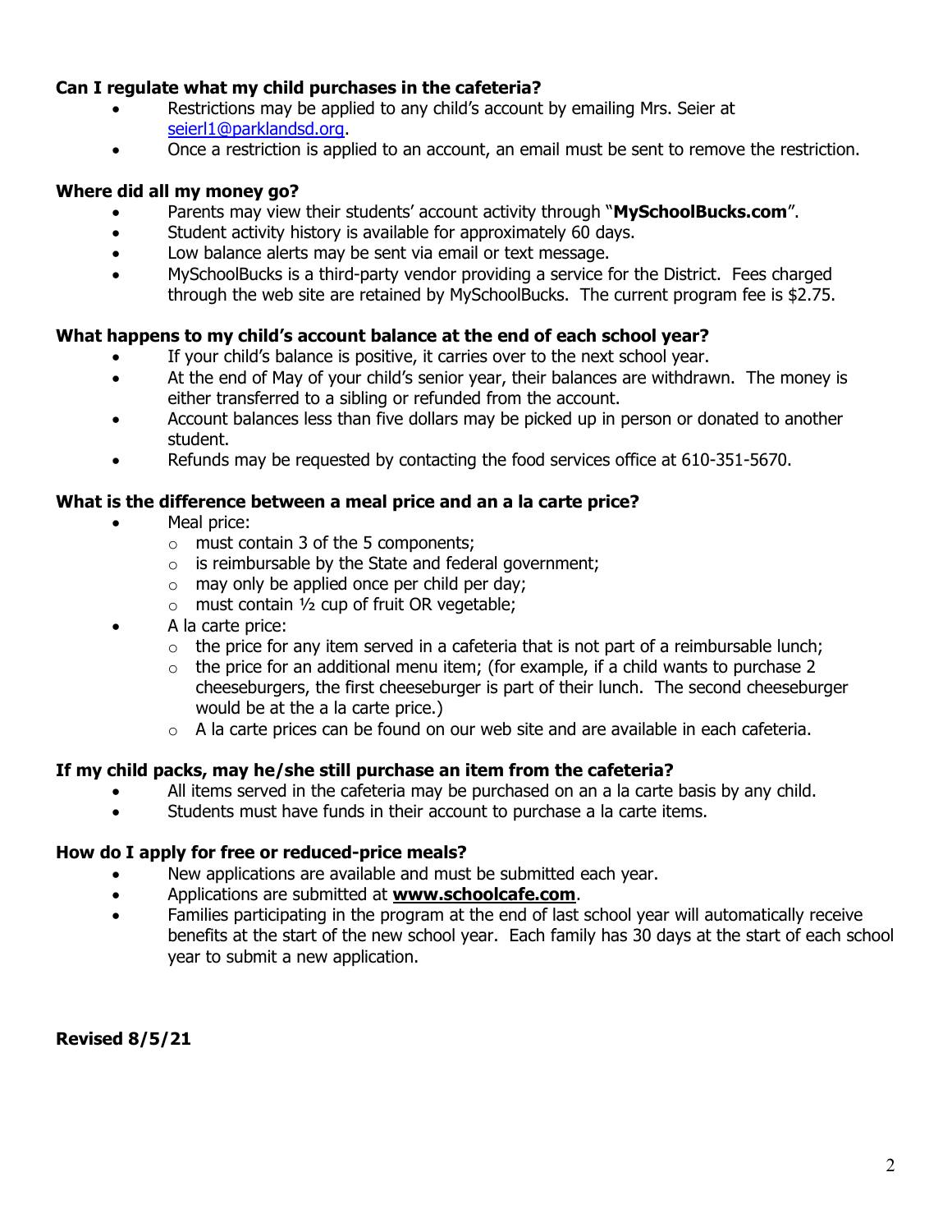**Can I regulate what my child purchases in the cafeteria?**

- Restrictions may be applied to any child's account by emailing Mrs. Seier at [seierl1@parklandsd.org](mailto:seierl1@parklandsd.org).
- Once a restriction is applied to an account, an email must be sent to remove the restriction.

**Where did all my money go?**

- Parents may view their students' account activity through "**MySchoolBucks.com**".
- Student activity history is available for approximately 60 days.
- Low balance alerts may be sent via email or text message.
- MySchoolBucks is a third-party vendor providing a service for the District. Fees charged through the web site are retained by MySchoolBucks. The current program fee is $2.75.

**What happens to my child's account balance at the end of each school year?**

- If your child's balance is positive, it carries over to the next school year.
- At the end of May of your child's senior year, their balances are withdrawn. The money is either transferred to a sibling or refunded from the account.
- Account balances less than five dollars may be picked up in person or donated to another student.
- Refunds may be requested by contacting the food services office at 610-351-5670.

**What is the difference between a meal price and an a la carte price?**

- Meal price:
  - must contain 3 of the 5 components;
  - is reimbursable by the State and federal government;
  - may only be applied once per child per day;
  - must contain ½ cup of fruit OR vegetable;
- A la carte price:
  - the price for any item served in a cafeteria that is not part of a reimbursable lunch;
  - the price for an additional menu item; (for example, if a child wants to purchase 2 cheeseburgers, the first cheeseburger is part of their lunch. The second cheeseburger would be at the a la carte price.)
  - A la carte prices can be found on our web site and are available in each cafeteria.

**If my child packs, may he/she still purchase an item from the cafeteria?**

- All items served in the cafeteria may be purchased on an a la carte basis by any child.
- Students must have funds in their account to purchase a la carte items.

**How do I apply for free or reduced-price meals?**

- New applications are available and must be submitted each year.
- Applications are submitted at **www.schoolcafe.com**.
- Families participating in the program at the end of last school year will automatically receive benefits at the start of the new school year. Each family has 30 days at the start of each school year to submit a new application.

**Revised 8/5/21**